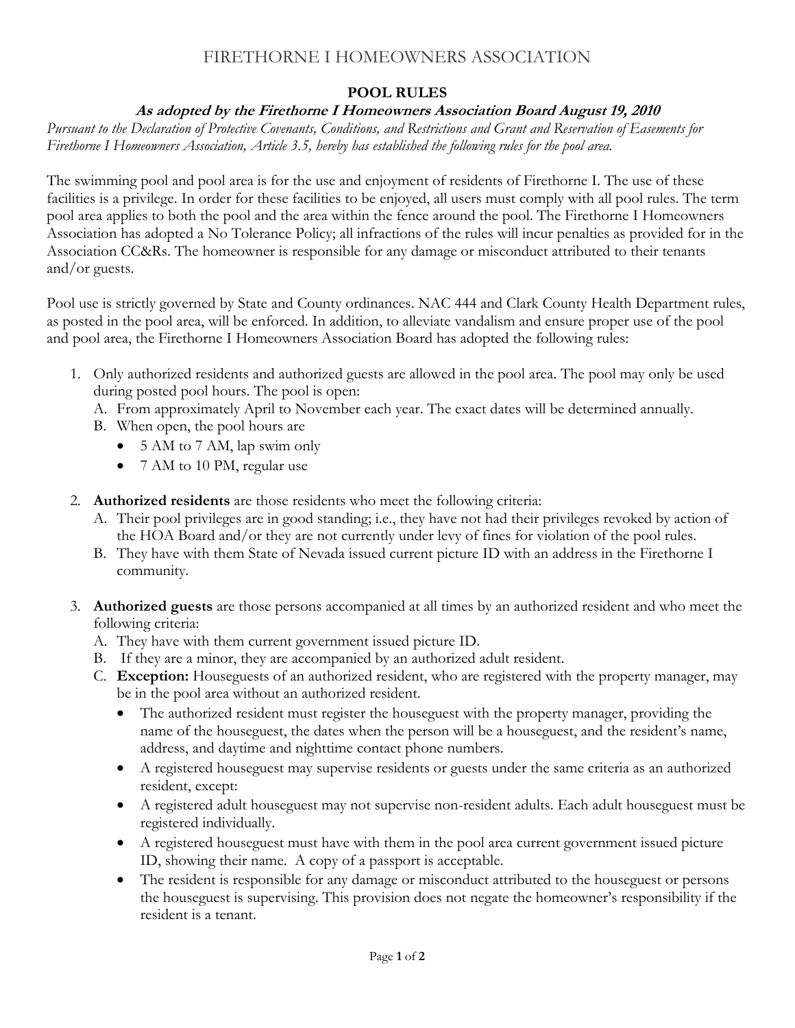# FIRETHORNE I HOMEOWNERS ASSOCIATION

## POOL RULES

***As adopted by the Firethorne I Homeowners Association Board August 19, 2010***

*Pursuant to the Declaration of Protective Covenants, Conditions, and Restrictions and Grant and Reservation of Easements for Firethorne I Homeowners Association, Article 3.5, hereby has established the following rules for the pool area.*

The swimming pool and pool area is for the use and enjoyment of residents of Firethorne I. The use of these facilities is a privilege. In order for these facilities to be enjoyed, all users must comply with all pool rules. The term pool area applies to both the pool and the area within the fence around the pool. The Firethorne I Homeowners Association has adopted a No Tolerance Policy; all infractions of the rules will incur penalties as provided for in the Association CC&Rs. The homeowner is responsible for any damage or misconduct attributed to their tenants and/or guests.

Pool use is strictly governed by State and County ordinances. NAC 444 and Clark County Health Department rules, as posted in the pool area, will be enforced. In addition, to alleviate vandalism and ensure proper use of the pool and pool area, the Firethorne I Homeowners Association Board has adopted the following rules:

1. Only authorized residents and authorized guests are allowed in the pool area. The pool may only be used during posted pool hours. The pool is open:
   A. From approximately April to November each year. The exact dates will be determined annually.
   B. When open, the pool hours are
      - 5 AM to 7 AM, lap swim only
      - 7 AM to 10 PM, regular use

2. **Authorized residents** are those residents who meet the following criteria:
   A. Their pool privileges are in good standing; i.e., they have not had their privileges revoked by action of the HOA Board and/or they are not currently under levy of fines for violation of the pool rules.
   B. They have with them State of Nevada issued current picture ID with an address in the Firethorne I community.

3. **Authorized guests** are those persons accompanied at all times by an authorized resident and who meet the following criteria:
   A. They have with them current government issued picture ID.
   B. If they are a minor, they are accompanied by an authorized adult resident.
   C. **Exception:** Houseguests of an authorized resident, who are registered with the property manager, may be in the pool area without an authorized resident.
      - The authorized resident must register the houseguest with the property manager, providing the name of the houseguest, the dates when the person will be a houseguest, and the resident's name, address, and daytime and nighttime contact phone numbers.
      - A registered houseguest may supervise residents or guests under the same criteria as an authorized resident, except:
      - A registered adult houseguest may not supervise non-resident adults. Each adult houseguest must be registered individually.
      - A registered houseguest must have with them in the pool area current government issued picture ID, showing their name. A copy of a passport is acceptable.
      - The resident is responsible for any damage or misconduct attributed to the houseguest or persons the houseguest is supervising. This provision does not negate the homeowner's responsibility if the resident is a tenant.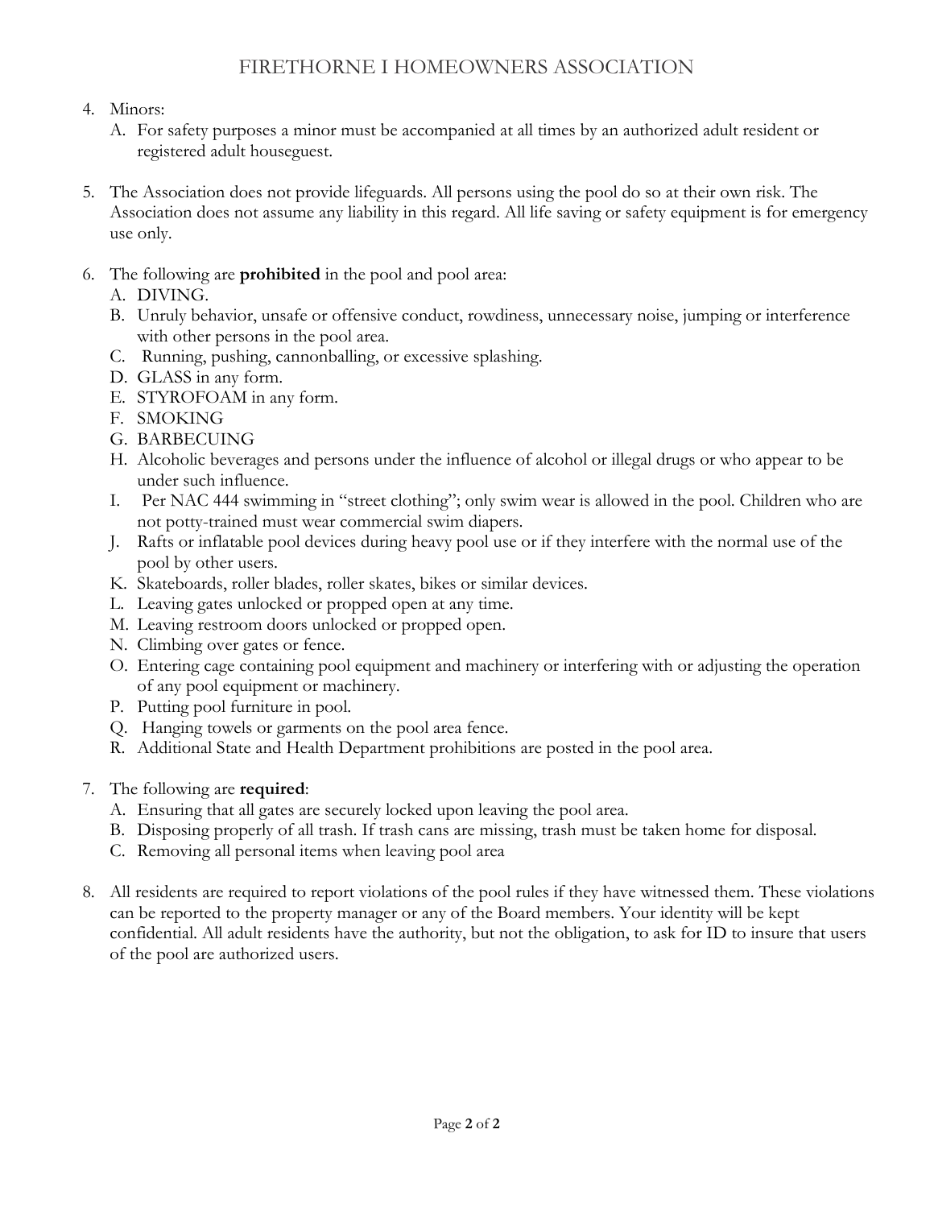4. Minors:
   A. For safety purposes a minor must be accompanied at all times by an authorized adult resident or registered adult houseguest.

5. The Association does not provide lifeguards. All persons using the pool do so at their own risk. The Association does not assume any liability in this regard. All life saving or safety equipment is for emergency use only.

6. The following are **prohibited** in the pool and pool area:
   A. DIVING.
   B. Unruly behavior, unsafe or offensive conduct, rowdiness, unnecessary noise, jumping or interference with other persons in the pool area.
   C. Running, pushing, cannonballing, or excessive splashing.
   D. GLASS in any form.
   E. STYROFOAM in any form.
   F. SMOKING
   G. BARBECUING
   H. Alcoholic beverages and persons under the influence of alcohol or illegal drugs or who appear to be under such influence.
   I. Per NAC 444 swimming in "street clothing"; only swim wear is allowed in the pool. Children who are not potty-trained must wear commercial swim diapers.
   J. Rafts or inflatable pool devices during heavy pool use or if they interfere with the normal use of the pool by other users.
   K. Skateboards, roller blades, roller skates, bikes or similar devices.
   L. Leaving gates unlocked or propped open at any time.
   M. Leaving restroom doors unlocked or propped open.
   N. Climbing over gates or fence.
   O. Entering cage containing pool equipment and machinery or interfering with or adjusting the operation of any pool equipment or machinery.
   P. Putting pool furniture in pool.
   Q. Hanging towels or garments on the pool area fence.
   R. Additional State and Health Department prohibitions are posted in the pool area.

7. The following are **required**:
   A. Ensuring that all gates are securely locked upon leaving the pool area.
   B. Disposing properly of all trash. If trash cans are missing, trash must be taken home for disposal.
   C. Removing all personal items when leaving pool area

8. All residents are required to report violations of the pool rules if they have witnessed them. These violations can be reported to the property manager or any of the Board members. Your identity will be kept confidential. All adult residents have the authority, but not the obligation, to ask for ID to insure that users of the pool are authorized users.